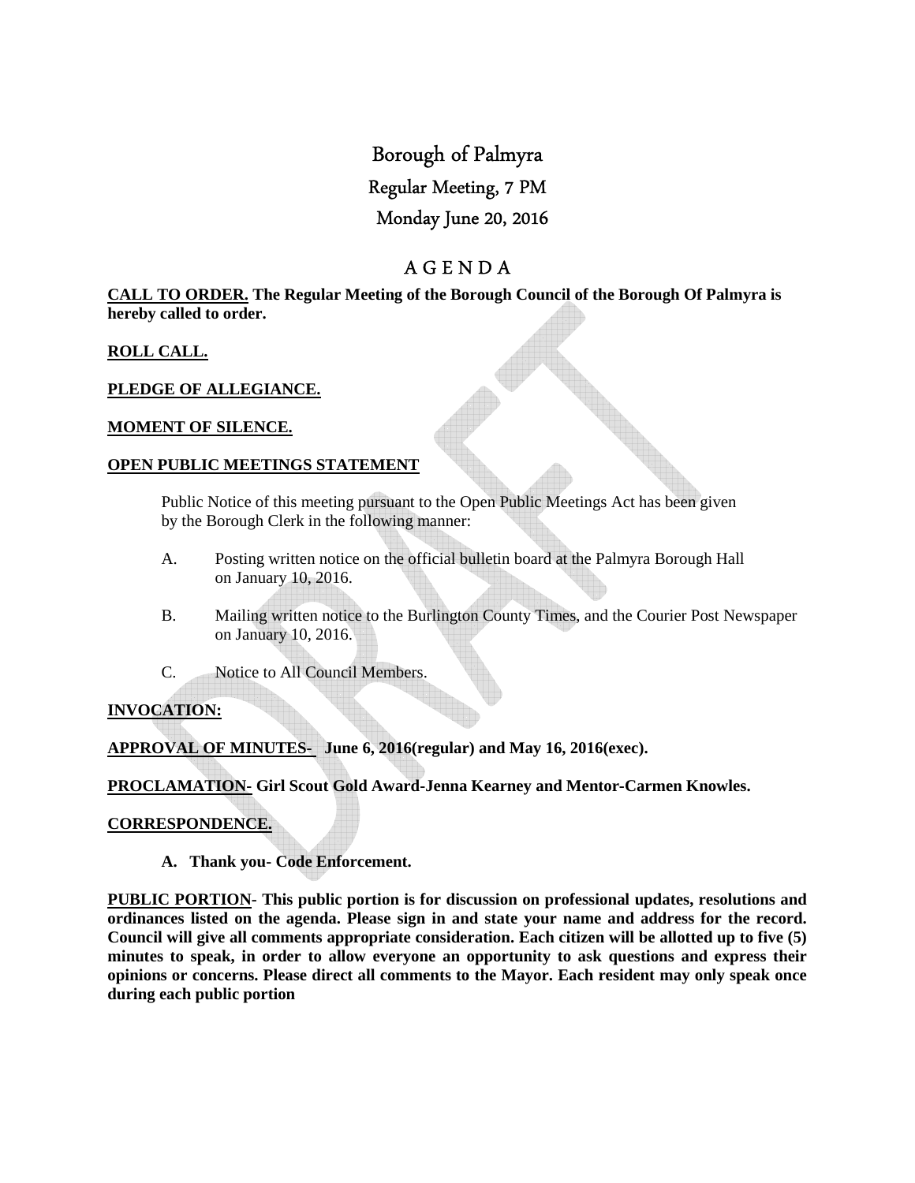# Borough of Palmyra

## Regular Meeting, 7 PM

## Monday June 20, 2016

## A G E N D A

**CALL TO ORDER. The Regular Meeting of the Borough Council of the Borough Of Palmyra is hereby called to order.**

**ROLL CALL.**

**PLEDGE OF ALLEGIANCE.**

**MOMENT OF SILENCE.**

**OPEN PUBLIC MEETINGS STATEMENT**

Public Notice of this meeting pursuant to the Open Public Meetings Act has been given by the Borough Clerk in the following manner:

A. Posting written notice on the official bulletin board at the Palmyra Borough Hall on January 10, 2016.

B. Mailing written notice to the Burlington County Times, and the Courier Post Newspaper on January 10, 2016.

C. Notice to All Council Members.

**INVOCATION:**

**APPROVAL OF MINUTES- June 6, 2016(regular) and May 16, 2016(exec).**

**PROCLAMATION- Girl Scout Gold Award-Jenna Kearney and Mentor-Carmen Knowles.**

**CORRESPONDENCE.**

**A. Thank you- Code Enforcement.**

**PUBLIC PORTION- This public portion is for discussion on professional updates, resolutions and ordinances listed on the agenda. Please sign in and state your name and address for the record. Council will give all comments appropriate consideration. Each citizen will be allotted up to five (5) minutes to speak, in order to allow everyone an opportunity to ask questions and express their opinions or concerns. Please direct all comments to the Mayor. Each resident may only speak once during each public portion**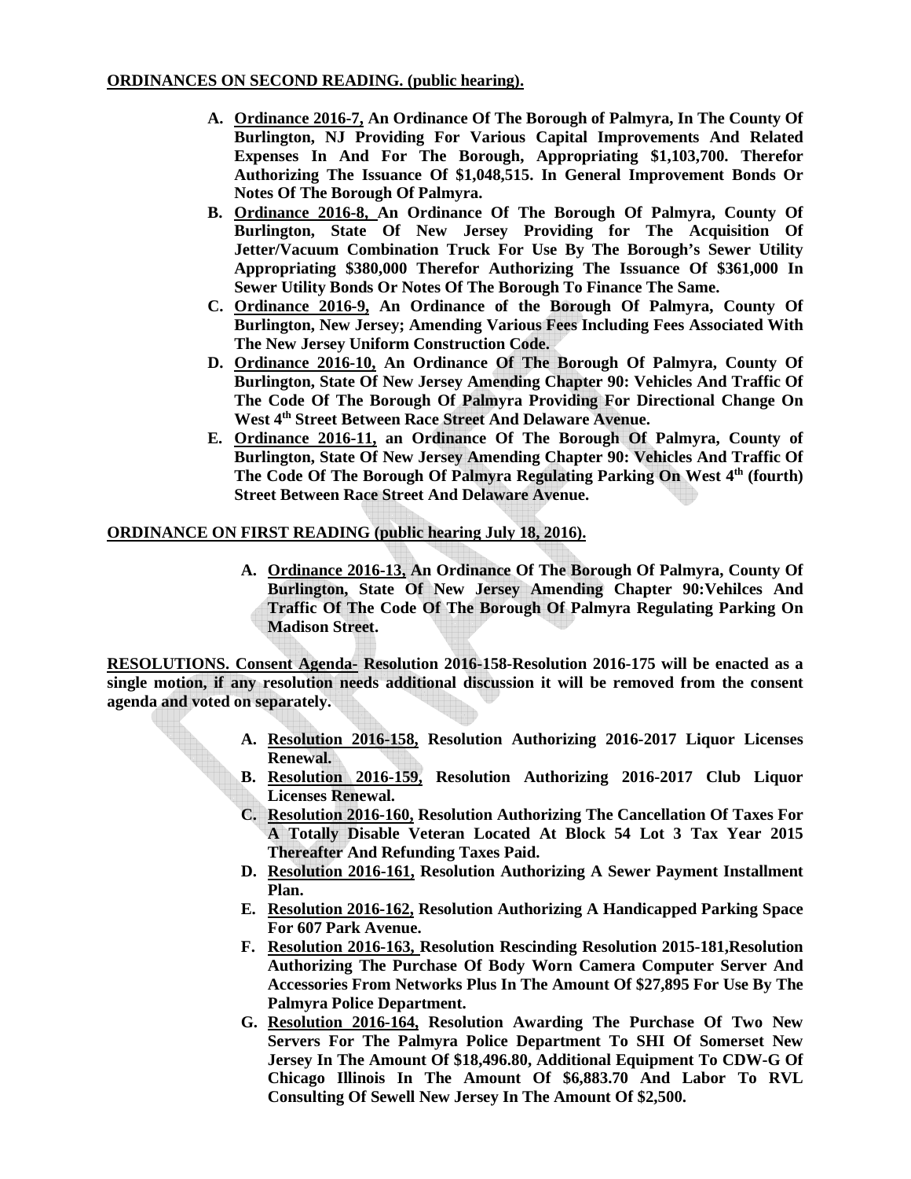**ORDINANCES ON SECOND READING. (public hearing).**

A. **Ordinance 2016-7, An Ordinance Of The Borough of Palmyra, In The County Of Burlington, NJ Providing For Various Capital Improvements And Related Expenses In And For The Borough, Appropriating $1,103,700. Therefor Authorizing The Issuance Of $1,048,515. In General Improvement Bonds Or Notes Of The Borough Of Palmyra.**
B. **Ordinance 2016-8, An Ordinance Of The Borough Of Palmyra, County Of Burlington, State Of New Jersey Providing for The Acquisition Of Jetter/Vacuum Combination Truck For Use By The Borough's Sewer Utility Appropriating $380,000 Therefor Authorizing The Issuance Of $361,000 In Sewer Utility Bonds Or Notes Of The Borough To Finance The Same.**
C. **Ordinance 2016-9, An Ordinance of the Borough Of Palmyra, County Of Burlington, New Jersey; Amending Various Fees Including Fees Associated With The New Jersey Uniform Construction Code.**
D. **Ordinance 2016-10, An Ordinance Of The Borough Of Palmyra, County Of Burlington, State Of New Jersey Amending Chapter 90: Vehicles And Traffic Of The Code Of The Borough Of Palmyra Providing For Directional Change On West 4th Street Between Race Street And Delaware Avenue.**
E. **Ordinance 2016-11, an Ordinance Of The Borough Of Palmyra, County of Burlington, State Of New Jersey Amending Chapter 90: Vehicles And Traffic Of The Code Of The Borough Of Palmyra Regulating Parking On West 4th (fourth) Street Between Race Street And Delaware Avenue.**

**ORDINANCE ON FIRST READING (public hearing July 18, 2016).**

A. **Ordinance 2016-13, An Ordinance Of The Borough Of Palmyra, County Of Burlington, State Of New Jersey Amending Chapter 90:Vehilces And Traffic Of The Code Of The Borough Of Palmyra Regulating Parking On Madison Street.**

**RESOLUTIONS. Consent Agenda- Resolution 2016-158-Resolution 2016-175 will be enacted as a single motion, if any resolution needs additional discussion it will be removed from the consent agenda and voted on separately.**

A. **Resolution 2016-158, Resolution Authorizing 2016-2017 Liquor Licenses Renewal.**
B. **Resolution 2016-159, Resolution Authorizing 2016-2017 Club Liquor Licenses Renewal.**
C. **Resolution 2016-160, Resolution Authorizing The Cancellation Of Taxes For A Totally Disable Veteran Located At Block 54 Lot 3 Tax Year 2015 Thereafter And Refunding Taxes Paid.**
D. **Resolution 2016-161, Resolution Authorizing A Sewer Payment Installment Plan.**
E. **Resolution 2016-162, Resolution Authorizing A Handicapped Parking Space For 607 Park Avenue.**
F. **Resolution 2016-163, Resolution Rescinding Resolution 2015-181,Resolution Authorizing The Purchase Of Body Worn Camera Computer Server And Accessories From Networks Plus In The Amount Of $27,895 For Use By The Palmyra Police Department.**
G. **Resolution 2016-164, Resolution Awarding The Purchase Of Two New Servers For The Palmyra Police Department To SHI Of Somerset New Jersey In The Amount Of $18,496.80, Additional Equipment To CDW-G Of Chicago Illinois In The Amount Of $6,883.70 And Labor To RVL Consulting Of Sewell New Jersey In The Amount Of $2,500.**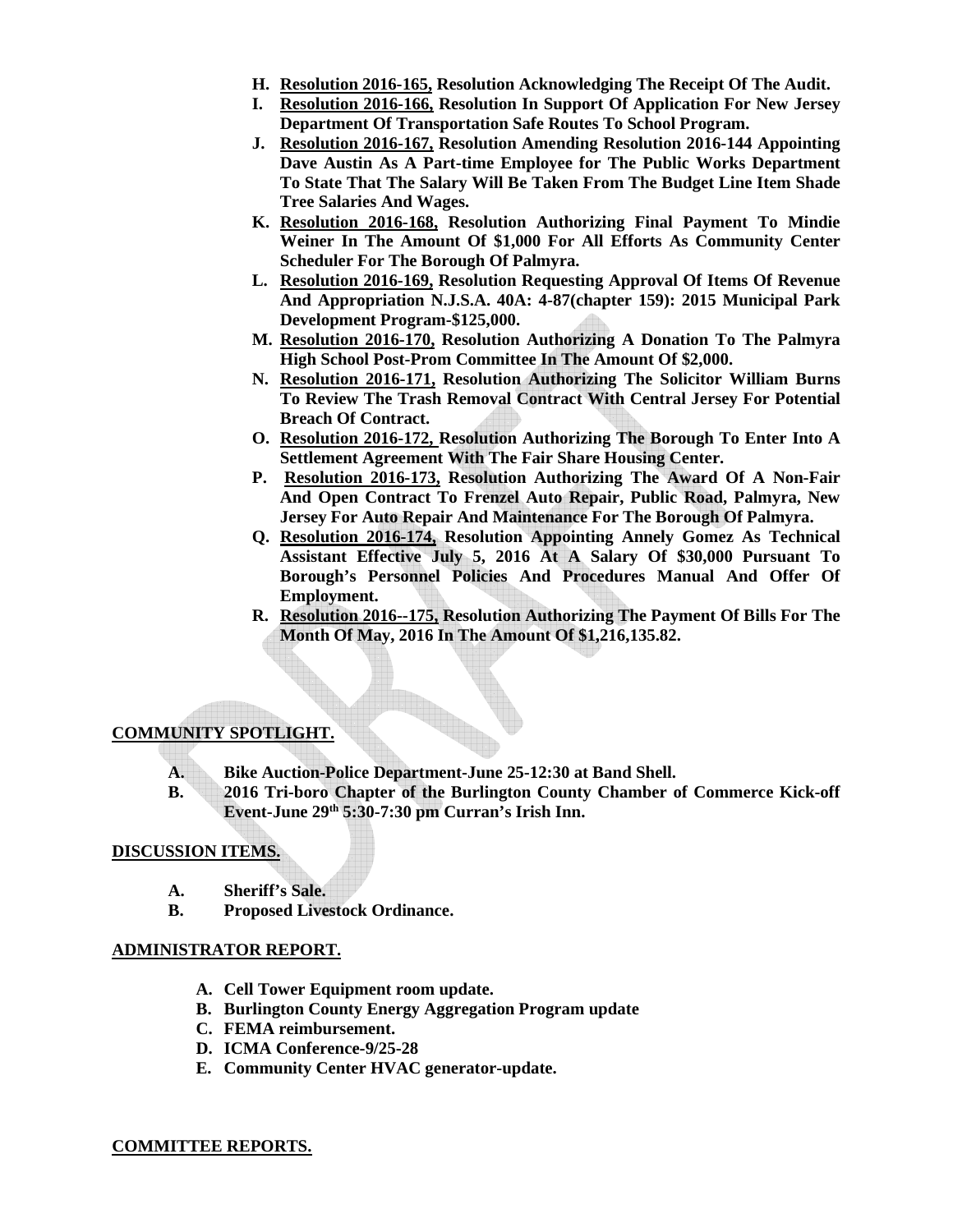H. **Resolution 2016-165, Resolution Acknowledging The Receipt Of The Audit.**
I. **Resolution 2016-166, Resolution In Support Of Application For New Jersey Department Of Transportation Safe Routes To School Program.**
J. **Resolution 2016-167, Resolution Amending Resolution 2016-144 Appointing Dave Austin As A Part-time Employee for The Public Works Department To State That The Salary Will Be Taken From The Budget Line Item Shade Tree Salaries And Wages.**
K. **Resolution 2016-168, Resolution Authorizing Final Payment To Mindie Weiner In The Amount Of $1,000 For All Efforts As Community Center Scheduler For The Borough Of Palmyra.**
L. **Resolution 2016-169, Resolution Requesting Approval Of Items Of Revenue And Appropriation N.J.S.A. 40A: 4-87(chapter 159): 2015 Municipal Park Development Program-$125,000.**
M. **Resolution 2016-170, Resolution Authorizing A Donation To The Palmyra High School Post-Prom Committee In The Amount Of $2,000.**
N. **Resolution 2016-171, Resolution Authorizing The Solicitor William Burns To Review The Trash Removal Contract With Central Jersey For Potential Breach Of Contract.**
O. **Resolution 2016-172, Resolution Authorizing The Borough To Enter Into A Settlement Agreement With The Fair Share Housing Center.**
P. **Resolution 2016-173, Resolution Authorizing The Award Of A Non-Fair And Open Contract To Frenzel Auto Repair, Public Road, Palmyra, New Jersey For Auto Repair And Maintenance For The Borough Of Palmyra.**
Q. **Resolution 2016-174, Resolution Appointing Annely Gomez As Technical Assistant Effective July 5, 2016 At A Salary Of $30,000 Pursuant To Borough's Personnel Policies And Procedures Manual And Offer Of Employment.**
R. **Resolution 2016--175, Resolution Authorizing The Payment Of Bills For The Month Of May, 2016 In The Amount Of $1,216,135.82.**

**COMMUNITY SPOTLIGHT.**

A. **Bike Auction-Police Department-June 25-12:30 at Band Shell.**
B. **2016 Tri-boro Chapter of the Burlington County Chamber of Commerce Kick-off Event-June 29th 5:30-7:30 pm Curran's Irish Inn.**

**DISCUSSION ITEMS.**

A. **Sheriff's Sale.**
B. **Proposed Livestock Ordinance.**

**ADMINISTRATOR REPORT.**

A. **Cell Tower Equipment room update.**
B. **Burlington County Energy Aggregation Program update**
C. **FEMA reimbursement.**
D. **ICMA Conference-9/25-28**
E. **Community Center HVAC generator-update.**

**COMMITTEE REPORTS.**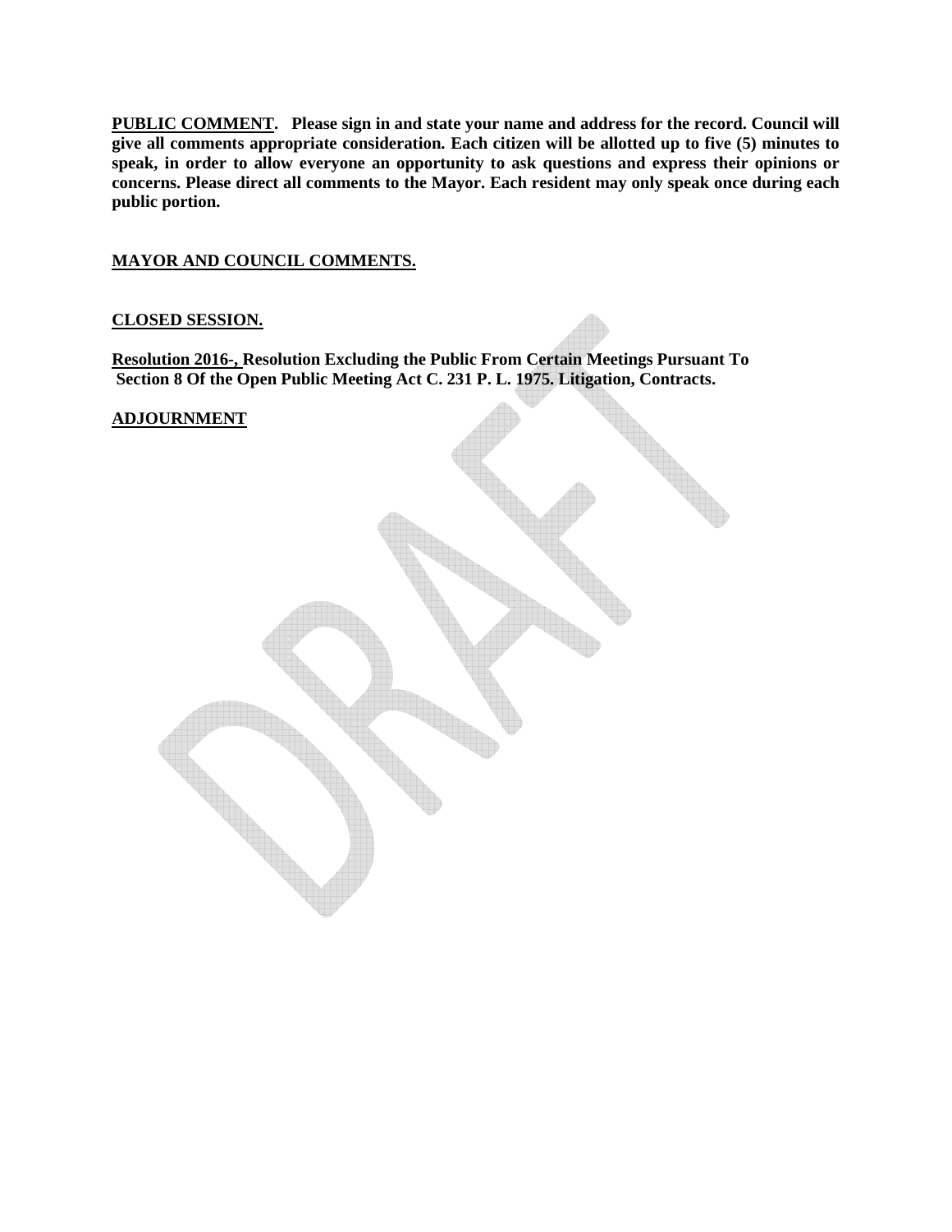**PUBLIC COMMENT. Please sign in and state your name and address for the record. Council will give all comments appropriate consideration. Each citizen will be allotted up to five (5) minutes to speak, in order to allow everyone an opportunity to ask questions and express their opinions or concerns. Please direct all comments to the Mayor. Each resident may only speak once during each public portion.**

**MAYOR AND COUNCIL COMMENTS.**

**CLOSED SESSION.**

**Resolution 2016-, Resolution Excluding the Public From Certain Meetings Pursuant To Section 8 Of the Open Public Meeting Act C. 231 P. L. 1975. Litigation, Contracts.**

**ADJOURNMENT**